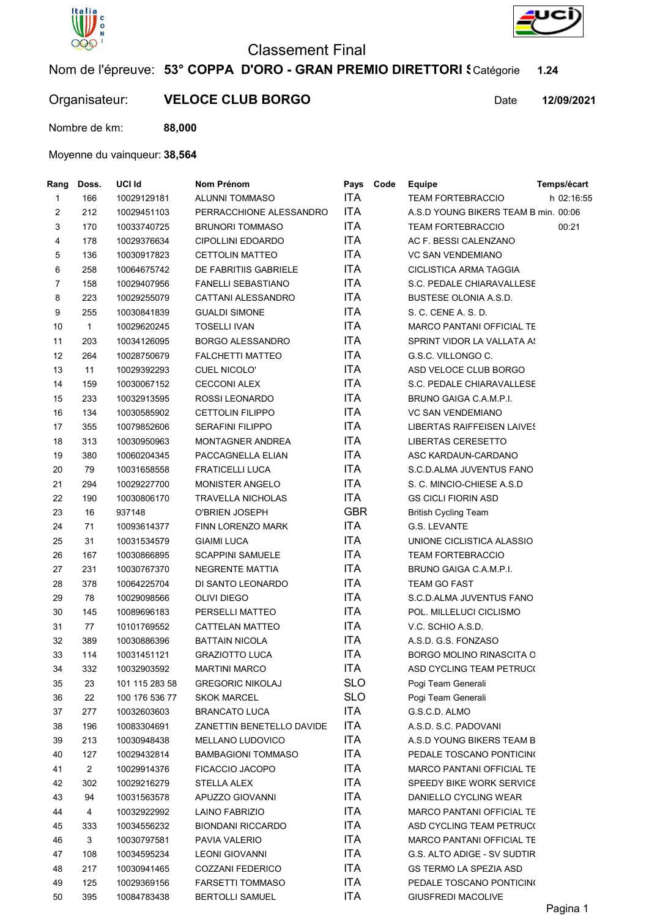# Classement Final

**Nom de l'épreuve:** **53° COPPA D'ORO - GRAN PREMIO DIRETTORI S** Catégorie **1.24**

**Organisateur:** **VELOCE CLUB BORGO** Date **12/09/2021**

**Nombre de km:** **88,000**

**Moyenne du vainqueur:** **38,564**

| Rang | Doss. | UCI Id | Nom Prénom | Pays | Code | Equipe | Temps/écart |
|---|---|---|---|---|---|---|---|
| 1 | 166 | 10029129181 | ALUNNI TOMMASO | ITA | | TEAM FORTEBRACCIO | h 02:16:55 |
| 2 | 212 | 10029451103 | PERRACCHIONE ALESSANDRO | ITA | | A.S.D YOUNG BIKERS TEAM B | min. 00:06 |
| 3 | 170 | 10033740725 | BRUNORI TOMMASO | ITA | | TEAM FORTEBRACCIO | 00:21 |
| 4 | 178 | 10029376634 | CIPOLLINI EDOARDO | ITA | | AC F. BESSI CALENZANO | |
| 5 | 136 | 10030917823 | CETTOLIN MATTEO | ITA | | VC SAN VENDEMIANO | |
| 6 | 258 | 10064675742 | DE FABRITIIS GABRIELE | ITA | | CICLISTICA ARMA TAGGIA | |
| 7 | 158 | 10029407956 | FANELLI SEBASTIANO | ITA | | S.C. PEDALE CHIARAVALLESE | |
| 8 | 223 | 10029255079 | CATTANI ALESSANDRO | ITA | | BUSTESE OLONIA A.S.D. | |
| 9 | 255 | 10030841839 | GUALDI SIMONE | ITA | | S. C. CENE A. S. D. | |
| 10 | 1 | 10029620245 | TOSELLI IVAN | ITA | | MARCO PANTANI OFFICIAL TE | |
| 11 | 203 | 10034126095 | BORGO ALESSANDRO | ITA | | SPRINT VIDOR LA VALLATA AS | |
| 12 | 264 | 10028750679 | FALCHETTI MATTEO | ITA | | G.S.C. VILLONGO C. | |
| 13 | 11 | 10029392293 | CUEL NICOLO' | ITA | | ASD VELOCE CLUB BORGO | |
| 14 | 159 | 10030067152 | CECCONI ALEX | ITA | | S.C. PEDALE CHIARAVALLESE | |
| 15 | 233 | 10032913595 | ROSSI LEONARDO | ITA | | BRUNO GAIGA C.A.M.P.I. | |
| 16 | 134 | 10030585902 | CETTOLIN FILIPPO | ITA | | VC SAN VENDEMIANO | |
| 17 | 355 | 10079852606 | SERAFINI FILIPPO | ITA | | LIBERTAS RAIFFEISEN LAIVES | |
| 18 | 313 | 10030950963 | MONTAGNER ANDREA | ITA | | LIBERTAS CERESETTO | |
| 19 | 380 | 10060204345 | PACCAGNELLA ELIAN | ITA | | ASC KARDAUN-CARDANO | |
| 20 | 79 | 10031658558 | FRATICELLI LUCA | ITA | | S.C.D.ALMA JUVENTUS FANO | |
| 21 | 294 | 10029227700 | MONISTER ANGELO | ITA | | S. C. MINCIO-CHIESE A.S.D | |
| 22 | 190 | 10030806170 | TRAVELLA NICHOLAS | ITA | | GS CICLI FIORIN ASD | |
| 23 | 16 | 937148 | O'BRIEN JOSEPH | GBR | | British Cycling Team | |
| 24 | 71 | 10093614377 | FINN LORENZO MARK | ITA | | G.S. LEVANTE | |
| 25 | 31 | 10031534579 | GIAIMI LUCA | ITA | | UNIONE CICLISTICA ALASSIO | |
| 26 | 167 | 10030866895 | SCAPPINI SAMUELE | ITA | | TEAM FORTEBRACCIO | |
| 27 | 231 | 10030767370 | NEGRENTE MATTIA | ITA | | BRUNO GAIGA C.A.M.P.I. | |
| 28 | 378 | 10064225704 | DI SANTO LEONARDO | ITA | | TEAM GO FAST | |
| 29 | 78 | 10029098566 | OLIVI DIEGO | ITA | | S.C.D.ALMA JUVENTUS FANO | |
| 30 | 145 | 10089696183 | PERSELLI MATTEO | ITA | | POL. MILLELUCI CICLISMO | |
| 31 | 77 | 10101769552 | CATTELAN MATTEO | ITA | | V.C. SCHIO A.S.D. | |
| 32 | 389 | 10030886396 | BATTAIN NICOLA | ITA | | A.S.D. G.S. FONZASO | |
| 33 | 114 | 10031451121 | GRAZIOTTO LUCA | ITA | | BORGO MOLINO RINASCITA O | |
| 34 | 332 | 10032903592 | MARTINI MARCO | ITA | | ASD CYCLING TEAM PETRUC( | |
| 35 | 23 | 101 115 283 58 | GREGORIC NIKOLAJ | SLO | | Pogi Team Generali | |
| 36 | 22 | 100 176 536 77 | SKOK MARCEL | SLO | | Pogi Team Generali | |
| 37 | 277 | 10032603603 | BRANCATO LUCA | ITA | | G.S.C.D. ALMO | |
| 38 | 196 | 10083304691 | ZANETTIN BENETELLO DAVIDE | ITA | | A.S.D. S.C. PADOVANI | |
| 39 | 213 | 10030948438 | MELLANO LUDOVICO | ITA | | A.S.D YOUNG BIKERS TEAM B | |
| 40 | 127 | 10029432814 | BAMBAGIONI TOMMASO | ITA | | PEDALE TOSCANO PONTICIN( | |
| 41 | 2 | 10029914376 | FICACCIO JACOPO | ITA | | MARCO PANTANI OFFICIAL TE | |
| 42 | 302 | 10029216279 | STELLA ALEX | ITA | | SPEEDY BIKE WORK SERVICE | |
| 43 | 94 | 10031563578 | APUZZO GIOVANNI | ITA | | DANIELLO CYCLING WEAR | |
| 44 | 4 | 10032922992 | LAINO FABRIZIO | ITA | | MARCO PANTANI OFFICIAL TE | |
| 45 | 333 | 10034556232 | BIONDANI RICCARDO | ITA | | ASD CYCLING TEAM PETRUC( | |
| 46 | 3 | 10030797581 | PAVIA VALERIO | ITA | | MARCO PANTANI OFFICIAL TE | |
| 47 | 108 | 10034595234 | LEONI GIOVANNI | ITA | | G.S. ALTO ADIGE - SV SUDTIR | |
| 48 | 217 | 10030941465 | COZZANI FEDERICO | ITA | | GS TERMO LA SPEZIA ASD | |
| 49 | 125 | 10029369156 | FARSETTI TOMMASO | ITA | | PEDALE TOSCANO PONTICIN( | |
| 50 | 395 | 10084783438 | BERTOLLI SAMUEL | ITA | | GIUSFREDI MACOLIVE | |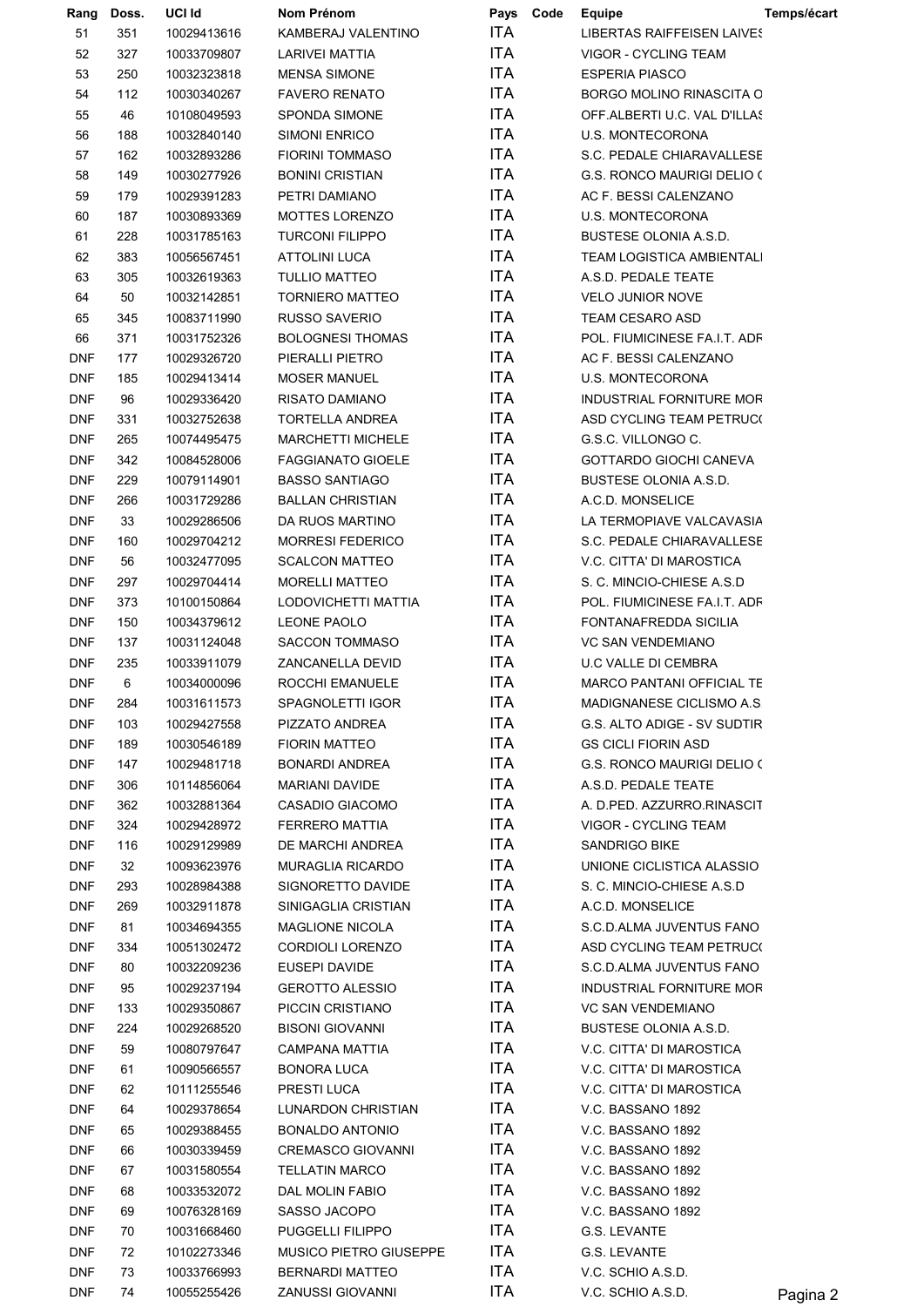| Rang | Doss. | UCI Id | Nom Prénom | Pays | Code | Equipe | Temps/écart |
|---|---|---|---|---|---|---|---|
| 51 | 351 | 10029413616 | KAMBERAJ VALENTINO | ITA | | LIBERTAS RAIFFEISEN LAIVES | |
| 52 | 327 | 10033709807 | LARIVEI MATTIA | ITA | | VIGOR - CYCLING TEAM | |
| 53 | 250 | 10032323818 | MENSA SIMONE | ITA | | ESPERIA PIASCO | |
| 54 | 112 | 10030340267 | FAVERO RENATO | ITA | | BORGO MOLINO RINASCITA O | |
| 55 | 46 | 10108049593 | SPONDA SIMONE | ITA | | OFF.ALBERTI U.C. VAL D'ILLAS | |
| 56 | 188 | 10032840140 | SIMONI ENRICO | ITA | | U.S. MONTECORONA | |
| 57 | 162 | 10032893286 | FIORINI TOMMASO | ITA | | S.C. PEDALE CHIARAVALLESE | |
| 58 | 149 | 10030277926 | BONINI CRISTIAN | ITA | | G.S. RONCO MAURIGI DELIO ( | |
| 59 | 179 | 10029391283 | PETRI DAMIANO | ITA | | AC F. BESSI CALENZANO | |
| 60 | 187 | 10030893369 | MOTTES LORENZO | ITA | | U.S. MONTECORONA | |
| 61 | 228 | 10031785163 | TURCONI FILIPPO | ITA | | BUSTESE OLONIA A.S.D. | |
| 62 | 383 | 10056567451 | ATTOLINI LUCA | ITA | | TEAM LOGISTICA AMBIENTALI | |
| 63 | 305 | 10032619363 | TULLIO MATTEO | ITA | | A.S.D. PEDALE TEATE | |
| 64 | 50 | 10032142851 | TORNIERO MATTEO | ITA | | VELO JUNIOR NOVE | |
| 65 | 345 | 10083711990 | RUSSO SAVERIO | ITA | | TEAM CESARO ASD | |
| 66 | 371 | 10031752326 | BOLOGNESI THOMAS | ITA | | POL. FIUMICINESE FA.I.T. ADR | |
| DNF | 177 | 10029326720 | PIERALLI PIETRO | ITA | | AC F. BESSI CALENZANO | |
| DNF | 185 | 10029413414 | MOSER MANUEL | ITA | | U.S. MONTECORONA | |
| DNF | 96 | 10029336420 | RISATO DAMIANO | ITA | | INDUSTRIAL FORNITURE MOR | |
| DNF | 331 | 10032752638 | TORTELLA ANDREA | ITA | | ASD CYCLING TEAM PETRUC( | |
| DNF | 265 | 10074495475 | MARCHETTI MICHELE | ITA | | G.S.C. VILLONGO C. | |
| DNF | 342 | 10084528006 | FAGGIANATO GIOELE | ITA | | GOTTARDO GIOCHI CANEVA | |
| DNF | 229 | 10079114901 | BASSO SANTIAGO | ITA | | BUSTESE OLONIA A.S.D. | |
| DNF | 266 | 10031729286 | BALLAN CHRISTIAN | ITA | | A.C.D. MONSELICE | |
| DNF | 33 | 10029286506 | DA RUOS MARTINO | ITA | | LA TERMOPIAVE VALCAVASIA | |
| DNF | 160 | 10029704212 | MORRESI FEDERICO | ITA | | S.C. PEDALE CHIARAVALLESE | |
| DNF | 56 | 10032477095 | SCALCON MATTEO | ITA | | V.C. CITTA' DI MAROSTICA | |
| DNF | 297 | 10029704414 | MORELLI MATTEO | ITA | | S. C. MINCIO-CHIESE A.S.D | |
| DNF | 373 | 10100150864 | LODOVICHETTI MATTIA | ITA | | POL. FIUMICINESE FA.I.T. ADR | |
| DNF | 150 | 10034379612 | LEONE PAOLO | ITA | | FONTANAFREDDA SICILIA | |
| DNF | 137 | 10031124048 | SACCON TOMMASO | ITA | | VC SAN VENDEMIANO | |
| DNF | 235 | 10033911079 | ZANCANELLA DEVID | ITA | | U.C VALLE DI CEMBRA | |
| DNF | 6 | 10034000096 | ROCCHI EMANUELE | ITA | | MARCO PANTANI OFFICIAL TE | |
| DNF | 284 | 10031611573 | SPAGNOLETTI IGOR | ITA | | MADIGNANESE CICLISMO A.S | |
| DNF | 103 | 10029427558 | PIZZATO ANDREA | ITA | | G.S. ALTO ADIGE - SV SUDTIR | |
| DNF | 189 | 10030546189 | FIORIN MATTEO | ITA | | GS CICLI FIORIN ASD | |
| DNF | 147 | 10029481718 | BONARDI ANDREA | ITA | | G.S. RONCO MAURIGI DELIO ( | |
| DNF | 306 | 10114856064 | MARIANI DAVIDE | ITA | | A.S.D. PEDALE TEATE | |
| DNF | 362 | 10032881364 | CASADIO GIACOMO | ITA | | A. D.PED. AZZURRO.RINASCIT | |
| DNF | 324 | 10029428972 | FERRERO MATTIA | ITA | | VIGOR - CYCLING TEAM | |
| DNF | 116 | 10029129989 | DE MARCHI ANDREA | ITA | | SANDRIGO BIKE | |
| DNF | 32 | 10093623976 | MURAGLIA RICARDO | ITA | | UNIONE CICLISTICA ALASSIO | |
| DNF | 293 | 10028984388 | SIGNORETTO DAVIDE | ITA | | S. C. MINCIO-CHIESE A.S.D | |
| DNF | 269 | 10032911878 | SINIGAGLIA CRISTIAN | ITA | | A.C.D. MONSELICE | |
| DNF | 81 | 10034694355 | MAGLIONE NICOLA | ITA | | S.C.D.ALMA JUVENTUS FANO | |
| DNF | 334 | 10051302472 | CORDIOLI LORENZO | ITA | | ASD CYCLING TEAM PETRUC( | |
| DNF | 80 | 10032209236 | EUSEPI DAVIDE | ITA | | S.C.D.ALMA JUVENTUS FANO | |
| DNF | 95 | 10029237194 | GEROTTO ALESSIO | ITA | | INDUSTRIAL FORNITURE MOR | |
| DNF | 133 | 10029350867 | PICCIN CRISTIANO | ITA | | VC SAN VENDEMIANO | |
| DNF | 224 | 10029268520 | BISONI GIOVANNI | ITA | | BUSTESE OLONIA A.S.D. | |
| DNF | 59 | 10080797647 | CAMPANA MATTIA | ITA | | V.C. CITTA' DI MAROSTICA | |
| DNF | 61 | 10090566557 | BONORA LUCA | ITA | | V.C. CITTA' DI MAROSTICA | |
| DNF | 62 | 10111255546 | PRESTI LUCA | ITA | | V.C. CITTA' DI MAROSTICA | |
| DNF | 64 | 10029378654 | LUNARDON CHRISTIAN | ITA | | V.C. BASSANO 1892 | |
| DNF | 65 | 10029388455 | BONALDO ANTONIO | ITA | | V.C. BASSANO 1892 | |
| DNF | 66 | 10030339459 | CREMASCO GIOVANNI | ITA | | V.C. BASSANO 1892 | |
| DNF | 67 | 10031580554 | TELLATIN MARCO | ITA | | V.C. BASSANO 1892 | |
| DNF | 68 | 10033532072 | DAL MOLIN FABIO | ITA | | V.C. BASSANO 1892 | |
| DNF | 69 | 10076328169 | SASSO JACOPO | ITA | | V.C. BASSANO 1892 | |
| DNF | 70 | 10031668460 | PUGGELLI FILIPPO | ITA | | G.S. LEVANTE | |
| DNF | 72 | 10102273346 | MUSICO PIETRO GIUSEPPE | ITA | | G.S. LEVANTE | |
| DNF | 73 | 10033766993 | BERNARDI MATTEO | ITA | | V.C. SCHIO A.S.D. | |
| DNF | 74 | 10055255426 | ZANUSSI GIOVANNI | ITA | | V.C. SCHIO A.S.D. | |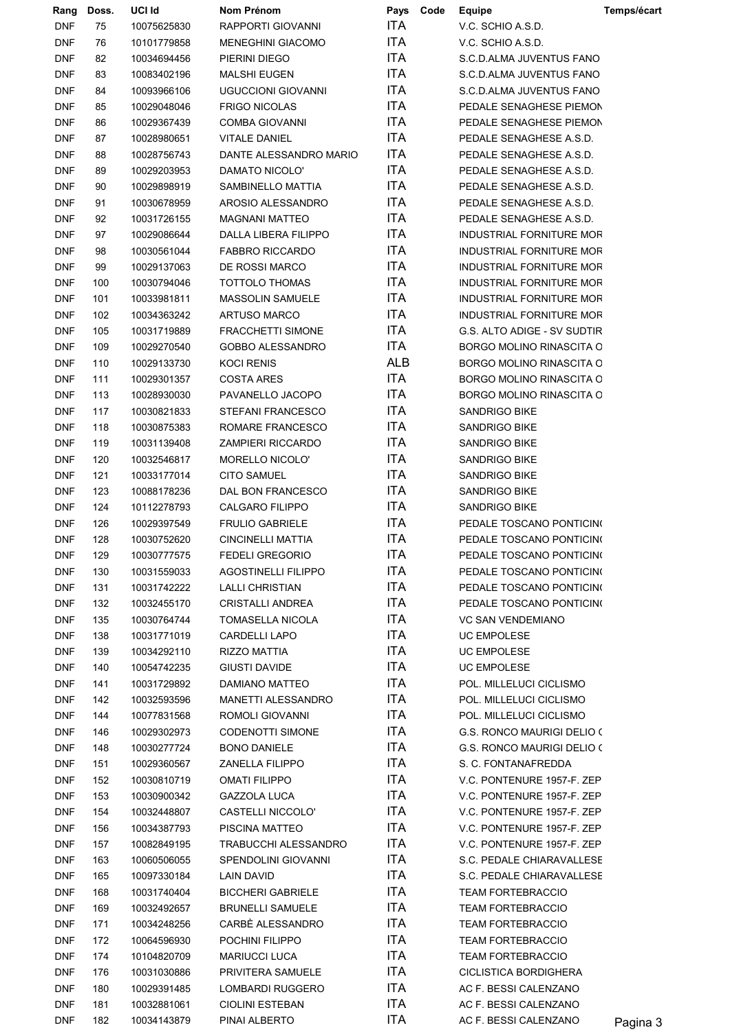| Rang | Doss. | UCI Id | Nom Prénom | Pays | Code | Equipe | Temps/écart |
|---|---|---|---|---|---|---|---|
| DNF | 75 | 10075625830 | RAPPORTI GIOVANNI | ITA | | V.C. SCHIO A.S.D. | |
| DNF | 76 | 10101779858 | MENEGHINI GIACOMO | ITA | | V.C. SCHIO A.S.D. | |
| DNF | 82 | 10034694456 | PIERINI DIEGO | ITA | | S.C.D.ALMA JUVENTUS FANO | |
| DNF | 83 | 10083402196 | MALSHI EUGEN | ITA | | S.C.D.ALMA JUVENTUS FANO | |
| DNF | 84 | 10093966106 | UGUCCIONI GIOVANNI | ITA | | S.C.D.ALMA JUVENTUS FANO | |
| DNF | 85 | 10029048046 | FRIGO NICOLAS | ITA | | PEDALE SENAGHESE PIEMON | |
| DNF | 86 | 10029367439 | COMBA GIOVANNI | ITA | | PEDALE SENAGHESE PIEMON | |
| DNF | 87 | 10028980651 | VITALE DANIEL | ITA | | PEDALE SENAGHESE A.S.D. | |
| DNF | 88 | 10028756743 | DANTE ALESSANDRO MARIO | ITA | | PEDALE SENAGHESE A.S.D. | |
| DNF | 89 | 10029203953 | DAMATO NICOLO' | ITA | | PEDALE SENAGHESE A.S.D. | |
| DNF | 90 | 10029898919 | SAMBINELLO MATTIA | ITA | | PEDALE SENAGHESE A.S.D. | |
| DNF | 91 | 10030678959 | AROSIO ALESSANDRO | ITA | | PEDALE SENAGHESE A.S.D. | |
| DNF | 92 | 10031726155 | MAGNANI MATTEO | ITA | | PEDALE SENAGHESE A.S.D. | |
| DNF | 97 | 10029086644 | DALLA LIBERA FILIPPO | ITA | | INDUSTRIAL FORNITURE MOR | |
| DNF | 98 | 10030561044 | FABBRO RICCARDO | ITA | | INDUSTRIAL FORNITURE MOR | |
| DNF | 99 | 10029137063 | DE ROSSI MARCO | ITA | | INDUSTRIAL FORNITURE MOR | |
| DNF | 100 | 10030794046 | TOTTOLO THOMAS | ITA | | INDUSTRIAL FORNITURE MOR | |
| DNF | 101 | 10033981811 | MASSOLIN SAMUELE | ITA | | INDUSTRIAL FORNITURE MOR | |
| DNF | 102 | 10034363242 | ARTUSO MARCO | ITA | | INDUSTRIAL FORNITURE MOR | |
| DNF | 105 | 10031719889 | FRACCHETTI SIMONE | ITA | | G.S. ALTO ADIGE - SV SUDTIR | |
| DNF | 109 | 10029270540 | GOBBO ALESSANDRO | ITA | | BORGO MOLINO RINASCITA O | |
| DNF | 110 | 10029133730 | KOCI RENIS | ALB | | BORGO MOLINO RINASCITA O | |
| DNF | 111 | 10029301357 | COSTA ARES | ITA | | BORGO MOLINO RINASCITA O | |
| DNF | 113 | 10028930030 | PAVANELLO JACOPO | ITA | | BORGO MOLINO RINASCITA O | |
| DNF | 117 | 10030821833 | STEFANI FRANCESCO | ITA | | SANDRIGO BIKE | |
| DNF | 118 | 10030875383 | ROMARE FRANCESCO | ITA | | SANDRIGO BIKE | |
| DNF | 119 | 10031139408 | ZAMPIERI RICCARDO | ITA | | SANDRIGO BIKE | |
| DNF | 120 | 10032546817 | MORELLO NICOLO' | ITA | | SANDRIGO BIKE | |
| DNF | 121 | 10033177014 | CITO SAMUEL | ITA | | SANDRIGO BIKE | |
| DNF | 123 | 10088178236 | DAL BON FRANCESCO | ITA | | SANDRIGO BIKE | |
| DNF | 124 | 10112278793 | CALGARO FILIPPO | ITA | | SANDRIGO BIKE | |
| DNF | 126 | 10029397549 | FRULIO GABRIELE | ITA | | PEDALE TOSCANO PONTICINO | |
| DNF | 128 | 10030752620 | CINCINELLI MATTIA | ITA | | PEDALE TOSCANO PONTICINO | |
| DNF | 129 | 10030777575 | FEDELI GREGORIO | ITA | | PEDALE TOSCANO PONTICINO | |
| DNF | 130 | 10031559033 | AGOSTINELLI FILIPPO | ITA | | PEDALE TOSCANO PONTICINO | |
| DNF | 131 | 10031742222 | LALLI CHRISTIAN | ITA | | PEDALE TOSCANO PONTICINO | |
| DNF | 132 | 10032455170 | CRISTALLI ANDREA | ITA | | PEDALE TOSCANO PONTICINO | |
| DNF | 135 | 10030764744 | TOMASELLA NICOLA | ITA | | VC SAN VENDEMIANO | |
| DNF | 138 | 10031771019 | CARDELLI LAPO | ITA | | UC EMPOLESE | |
| DNF | 139 | 10034292110 | RIZZO MATTIA | ITA | | UC EMPOLESE | |
| DNF | 140 | 10054742235 | GIUSTI DAVIDE | ITA | | UC EMPOLESE | |
| DNF | 141 | 10031729892 | DAMIANO MATTEO | ITA | | POL. MILLELUCI CICLISMO | |
| DNF | 142 | 10032593596 | MANETTI ALESSANDRO | ITA | | POL. MILLELUCI CICLISMO | |
| DNF | 144 | 10077831568 | ROMOLI GIOVANNI | ITA | | POL. MILLELUCI CICLISMO | |
| DNF | 146 | 10029302973 | CODENOTTI SIMONE | ITA | | G.S. RONCO MAURIGI DELIO ( | |
| DNF | 148 | 10030277724 | BONO DANIELE | ITA | | G.S. RONCO MAURIGI DELIO ( | |
| DNF | 151 | 10029360567 | ZANELLA FILIPPO | ITA | | S. C. FONTANAFREDDA | |
| DNF | 152 | 10030810719 | OMATI FILIPPO | ITA | | V.C. PONTENURE 1957-F. ZEP | |
| DNF | 153 | 10030900342 | GAZZOLA LUCA | ITA | | V.C. PONTENURE 1957-F. ZEP | |
| DNF | 154 | 10032448807 | CASTELLI NICCOLO' | ITA | | V.C. PONTENURE 1957-F. ZEP | |
| DNF | 156 | 10034387793 | PISCINA MATTEO | ITA | | V.C. PONTENURE 1957-F. ZEP | |
| DNF | 157 | 10082849195 | TRABUCCHI ALESSANDRO | ITA | | V.C. PONTENURE 1957-F. ZEP | |
| DNF | 163 | 10060506055 | SPENDOLINI GIOVANNI | ITA | | S.C. PEDALE CHIARAVALLESE | |
| DNF | 165 | 10097330184 | LAIN DAVID | ITA | | S.C. PEDALE CHIARAVALLESE | |
| DNF | 168 | 10031740404 | BICCHERI GABRIELE | ITA | | TEAM FORTEBRACCIO | |
| DNF | 169 | 10032492657 | BRUNELLI SAMUELE | ITA | | TEAM FORTEBRACCIO | |
| DNF | 171 | 10034248256 | CARBÈ ALESSANDRO | ITA | | TEAM FORTEBRACCIO | |
| DNF | 172 | 10064596930 | POCHINI FILIPPO | ITA | | TEAM FORTEBRACCIO | |
| DNF | 174 | 10104820709 | MARIUCCI LUCA | ITA | | TEAM FORTEBRACCIO | |
| DNF | 176 | 10031030886 | PRIVITERA SAMUELE | ITA | | CICLISTICA BORDIGHERA | |
| DNF | 180 | 10029391485 | LOMBARDI RUGGERO | ITA | | AC F. BESSI CALENZANO | |
| DNF | 181 | 10032881061 | CIOLINI ESTEBAN | ITA | | AC F. BESSI CALENZANO | |
| DNF | 182 | 10034143879 | PINAI ALBERTO | ITA | | AC F. BESSI CALENZANO | |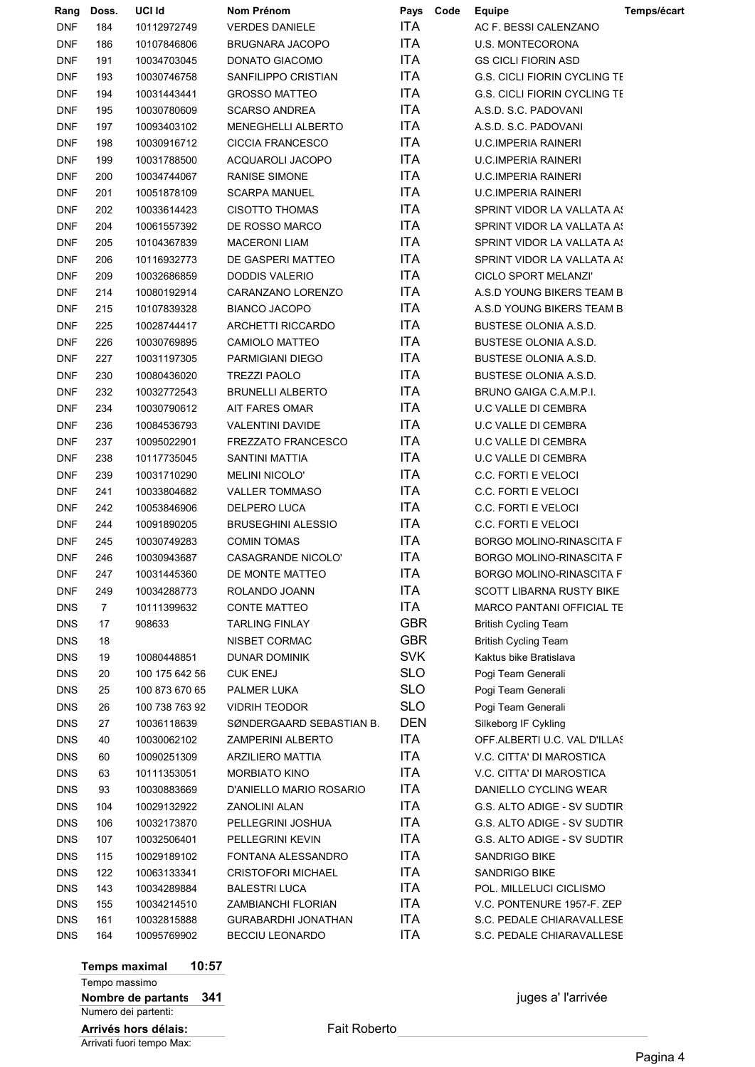| Rang | Doss. | UCI Id | Nom Prénom | Pays | Code | Equipe | Temps/écart |
|---|---|---|---|---|---|---|---|
| DNF | 184 | 10112972749 | VERDES DANIELE | ITA | | AC F. BESSI CALENZANO | |
| DNF | 186 | 10107846806 | BRUGNARA JACOPO | ITA | | U.S. MONTECORONA | |
| DNF | 191 | 10034703045 | DONATO GIACOMO | ITA | | GS CICLI FIORIN ASD | |
| DNF | 193 | 10030746758 | SANFILIPPO CRISTIAN | ITA | | G.S. CICLI FIORIN CYCLING TE | |
| DNF | 194 | 10031443441 | GROSSO MATTEO | ITA | | G.S. CICLI FIORIN CYCLING TE | |
| DNF | 195 | 10030780609 | SCARSO ANDREA | ITA | | A.S.D. S.C. PADOVANI | |
| DNF | 197 | 10093403102 | MENEGHELLI ALBERTO | ITA | | A.S.D. S.C. PADOVANI | |
| DNF | 198 | 10030916712 | CICCIA FRANCESCO | ITA | | U.C.IMPERIA RAINERI | |
| DNF | 199 | 10031788500 | ACQUAROLI JACOPO | ITA | | U.C.IMPERIA RAINERI | |
| DNF | 200 | 10034744067 | RANISE SIMONE | ITA | | U.C.IMPERIA RAINERI | |
| DNF | 201 | 10051878109 | SCARPA MANUEL | ITA | | U.C.IMPERIA RAINERI | |
| DNF | 202 | 10033614423 | CISOTTO THOMAS | ITA | | SPRINT VIDOR LA VALLATA AS | |
| DNF | 204 | 10061557392 | DE ROSSO MARCO | ITA | | SPRINT VIDOR LA VALLATA AS | |
| DNF | 205 | 10104367839 | MACERONI LIAM | ITA | | SPRINT VIDOR LA VALLATA AS | |
| DNF | 206 | 10116932773 | DE GASPERI MATTEO | ITA | | SPRINT VIDOR LA VALLATA AS | |
| DNF | 209 | 10032686859 | DODDIS VALERIO | ITA | | CICLO SPORT MELANZI' | |
| DNF | 214 | 10080192914 | CARANZANO LORENZO | ITA | | A.S.D YOUNG BIKERS TEAM B | |
| DNF | 215 | 10107839328 | BIANCO JACOPO | ITA | | A.S.D YOUNG BIKERS TEAM B | |
| DNF | 225 | 10028744417 | ARCHETTI RICCARDO | ITA | | BUSTESE OLONIA A.S.D. | |
| DNF | 226 | 10030769895 | CAMIOLO MATTEO | ITA | | BUSTESE OLONIA A.S.D. | |
| DNF | 227 | 10031197305 | PARMIGIANI DIEGO | ITA | | BUSTESE OLONIA A.S.D. | |
| DNF | 230 | 10080436020 | TREZZI PAOLO | ITA | | BUSTESE OLONIA A.S.D. | |
| DNF | 232 | 10032772543 | BRUNELLI ALBERTO | ITA | | BRUNO GAIGA C.A.M.P.I. | |
| DNF | 234 | 10030790612 | AIT FARES OMAR | ITA | | U.C VALLE DI CEMBRA | |
| DNF | 236 | 10084536793 | VALENTINI DAVIDE | ITA | | U.C VALLE DI CEMBRA | |
| DNF | 237 | 10095022901 | FREZZATO FRANCESCO | ITA | | U.C VALLE DI CEMBRA | |
| DNF | 238 | 10117735045 | SANTINI MATTIA | ITA | | U.C VALLE DI CEMBRA | |
| DNF | 239 | 10031710290 | MELINI NICOLO' | ITA | | C.C. FORTI E VELOCI | |
| DNF | 241 | 10033804682 | VALLER TOMMASO | ITA | | C.C. FORTI E VELOCI | |
| DNF | 242 | 10053846906 | DELPERO LUCA | ITA | | C.C. FORTI E VELOCI | |
| DNF | 244 | 10091890205 | BRUSEGHINI ALESSIO | ITA | | C.C. FORTI E VELOCI | |
| DNF | 245 | 10030749283 | COMIN TOMAS | ITA | | BORGO MOLINO-RINASCITA F | |
| DNF | 246 | 10030943687 | CASAGRANDE NICOLO' | ITA | | BORGO MOLINO-RINASCITA F | |
| DNF | 247 | 10031445360 | DE MONTE MATTEO | ITA | | BORGO MOLINO-RINASCITA F | |
| DNF | 249 | 10034288773 | ROLANDO JOANN | ITA | | SCOTT LIBARNA RUSTY BIKE | |
| DNS | 7 | 10111399632 | CONTE MATTEO | ITA | | MARCO PANTANI OFFICIAL TE | |
| DNS | 17 | 908633 | TARLING FINLAY | GBR | | British Cycling Team | |
| DNS | 18 | | NISBET CORMAC | GBR | | British Cycling Team | |
| DNS | 19 | 10080448851 | DUNAR DOMINIK | SVK | | Kaktus bike Bratislava | |
| DNS | 20 | 100 175 642 56 | CUK ENEJ | SLO | | Pogi Team Generali | |
| DNS | 25 | 100 873 670 65 | PALMER LUKA | SLO | | Pogi Team Generali | |
| DNS | 26 | 100 738 763 92 | VIDRIH TEODOR | SLO | | Pogi Team Generali | |
| DNS | 27 | 10036118639 | SØNDERGAARD SEBASTIAN B. | DEN | | Silkeborg IF Cykling | |
| DNS | 40 | 10030062102 | ZAMPERINI ALBERTO | ITA | | OFF.ALBERTI U.C. VAL D'ILLAS | |
| DNS | 60 | 10090251309 | ARZILIERO MATTIA | ITA | | V.C. CITTA' DI MAROSTICA | |
| DNS | 63 | 10111353051 | MORBIATO KINO | ITA | | V.C. CITTA' DI MAROSTICA | |
| DNS | 93 | 10030883669 | D'ANIELLO MARIO ROSARIO | ITA | | DANIELLO CYCLING WEAR | |
| DNS | 104 | 10029132922 | ZANOLINI ALAN | ITA | | G.S. ALTO ADIGE - SV SUDTIR | |
| DNS | 106 | 10032173870 | PELLEGRINI JOSHUA | ITA | | G.S. ALTO ADIGE - SV SUDTIR | |
| DNS | 107 | 10032506401 | PELLEGRINI KEVIN | ITA | | G.S. ALTO ADIGE - SV SUDTIR | |
| DNS | 115 | 10029189102 | FONTANA ALESSANDRO | ITA | | SANDRIGO BIKE | |
| DNS | 122 | 10063133341 | CRISTOFORI MICHAEL | ITA | | SANDRIGO BIKE | |
| DNS | 143 | 10034289884 | BALESTRI LUCA | ITA | | POL. MILLELUCI CICLISMO | |
| DNS | 155 | 10034214510 | ZAMBIANCHI FLORIAN | ITA | | V.C. PONTENURE 1957-F. ZEP | |
| DNS | 161 | 10032815888 | GURABARDHI JONATHAN | ITA | | S.C. PEDALE CHIARAVALLESE | |
| DNS | 164 | 10095769902 | BECCIU LEONARDO | ITA | | S.C. PEDALE CHIARAVALLESE | |

**Temps maximal** **10:57**
Tempo massimo
**Nombre de partants** **341**
Numero dei partenti:
**Arrivés hors délais:**
Arrivati fuori tempo Max:

juges a' l'arrivée

Fait Roberto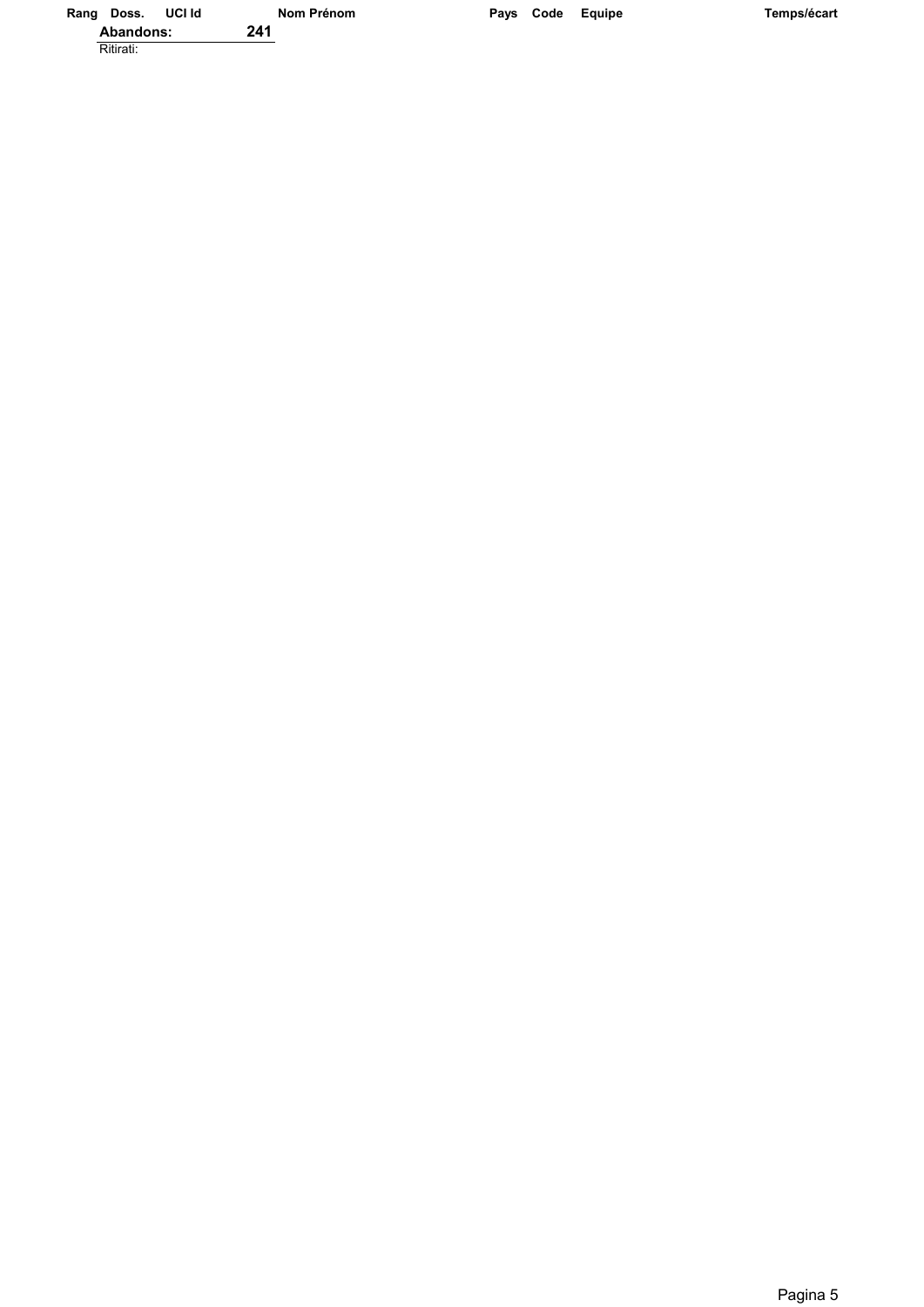| Rang | Doss. | UCI Id | Nom Prénom | Pays | Code | Equipe | Temps/écart |
|---|---|---|---|---|---|---|---|

**Abandons:** **241**

Ritirati: